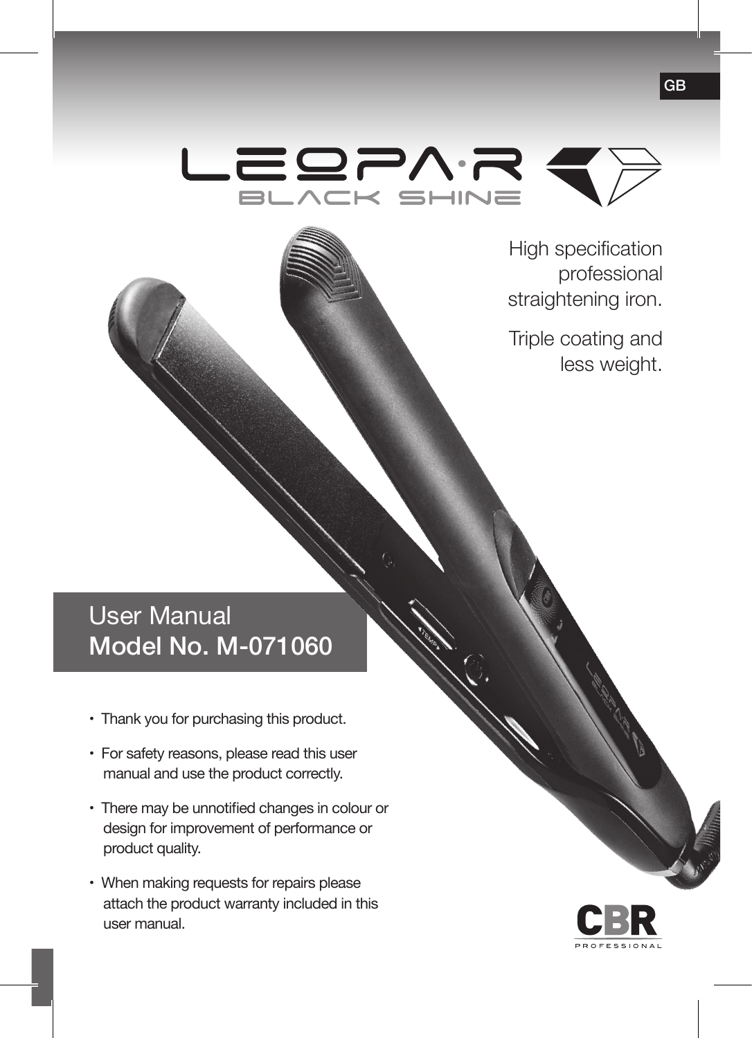GB

# LEOPA·R
## BLACK SHINE

High specification professional straightening iron.

Triple coating and less weight.

## User Manual
## Model No. M-071060

- Thank you for purchasing this product.
- For safety reasons, please read this user manual and use the product correctly.
- There may be unnotified changes in colour or design for improvement of performance or product quality.
- When making requests for repairs please attach the product warranty included in this user manual.

CBR PROFESSIONAL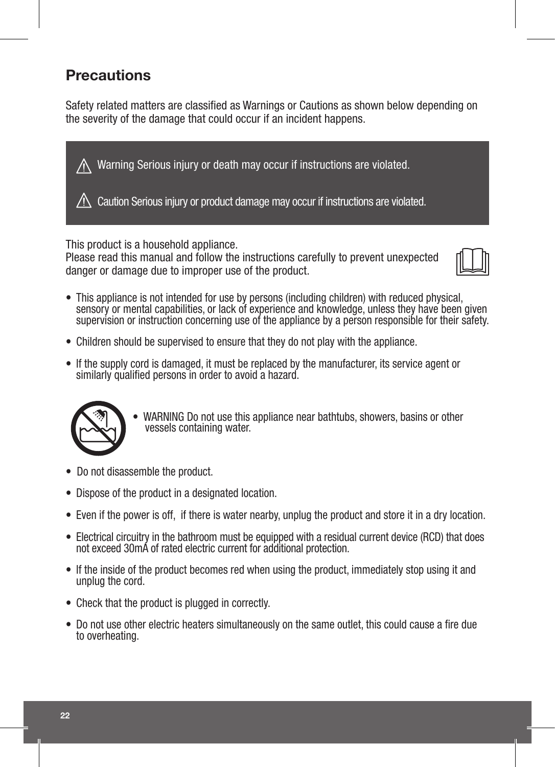# Precautions

Safety related matters are classified as Warnings or Cautions as shown below depending on the severity of the damage that could occur if an incident happens.

⚠ Warning Serious injury or death may occur if instructions are violated.

⚠ Caution Serious injury or product damage may occur if instructions are violated.

This product is a household appliance.
Please read this manual and follow the instructions carefully to prevent unexpected danger or damage due to improper use of the product.

- This appliance is not intended for use by persons (including children) with reduced physical, sensory or mental capabilities, or lack of experience and knowledge, unless they have been given supervision or instruction concerning use of the appliance by a person responsible for their safety.
- Children should be supervised to ensure that they do not play with the appliance.
- If the supply cord is damaged, it must be replaced by the manufacturer, its service agent or similarly qualified persons in order to avoid a hazard.
- WARNING Do not use this appliance near bathtubs, showers, basins or other vessels containing water.
- Do not disassemble the product.
- Dispose of the product in a designated location.
- Even if the power is off, if there is water nearby, unplug the product and store it in a dry location.
- Electrical circuitry in the bathroom must be equipped with a residual current device (RCD) that does not exceed 30mA of rated electric current for additional protection.
- If the inside of the product becomes red when using the product, immediately stop using it and unplug the cord.
- Check that the product is plugged in correctly.
- Do not use other electric heaters simultaneously on the same outlet, this could cause a fire due to overheating.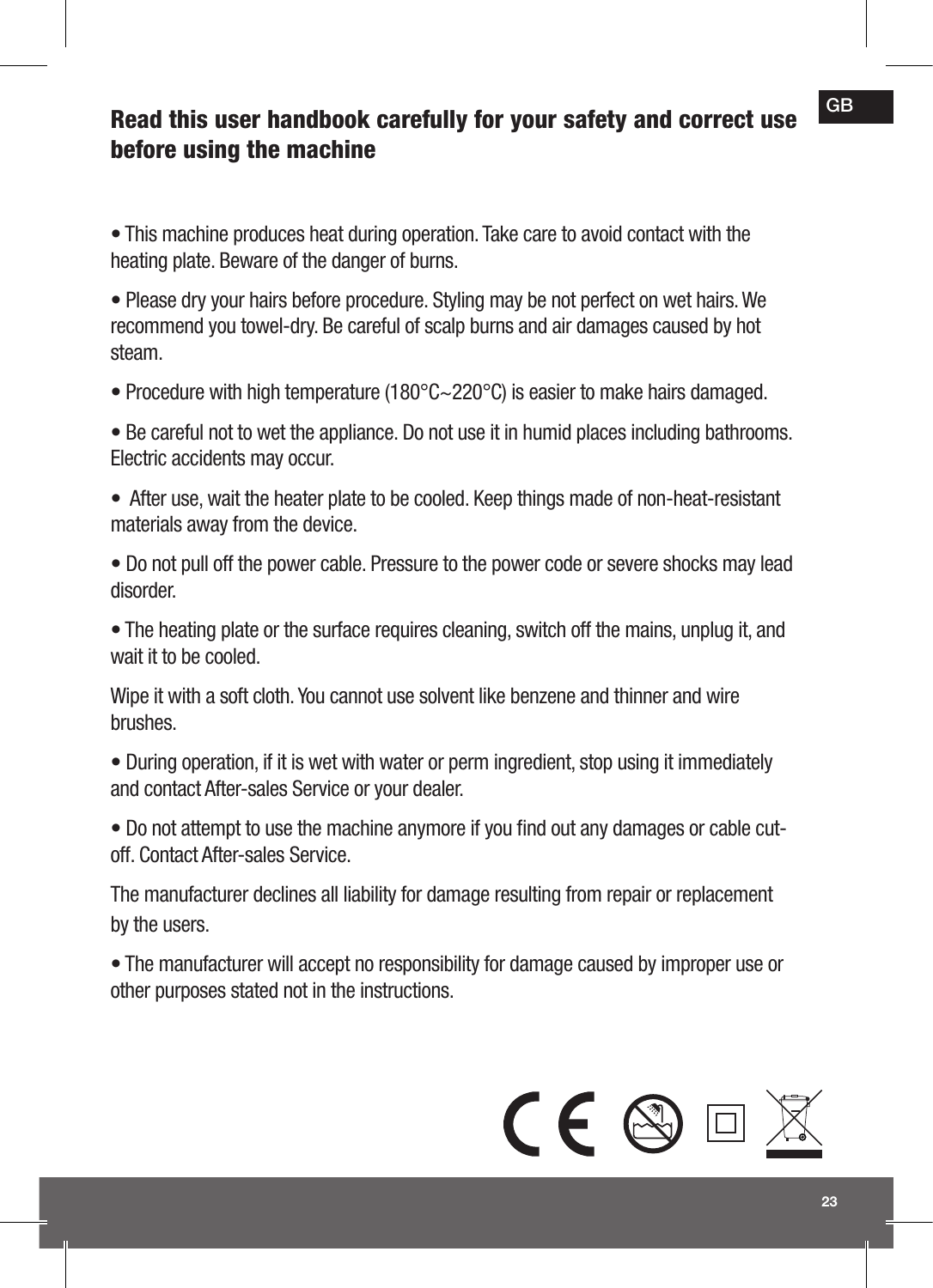## Read this user handbook carefully for your safety and correct use before using the machine

- This machine produces heat during operation. Take care to avoid contact with the heating plate. Beware of the danger of burns.
- Please dry your hairs before procedure. Styling may be not perfect on wet hairs. We recommend you towel-dry. Be careful of scalp burns and air damages caused by hot steam.
- Procedure with high temperature (180°C~220°C) is easier to make hairs damaged.
- Be careful not to wet the appliance. Do not use it in humid places including bathrooms. Electric accidents may occur.
- After use, wait the heater plate to be cooled. Keep things made of non-heat-resistant materials away from the device.
- Do not pull off the power cable. Pressure to the power code or severe shocks may lead disorder.
- The heating plate or the surface requires cleaning, switch off the mains, unplug it, and wait it to be cooled.

Wipe it with a soft cloth. You cannot use solvent like benzene and thinner and wire brushes.

- During operation, if it is wet with water or perm ingredient, stop using it immediately and contact After-sales Service or your dealer.
- Do not attempt to use the machine anymore if you find out any damages or cable cut-off. Contact After-sales Service.

The manufacturer declines all liability for damage resulting from repair or replacement by the users.

- The manufacturer will accept no responsibility for damage caused by improper use or other purposes stated not in the instructions.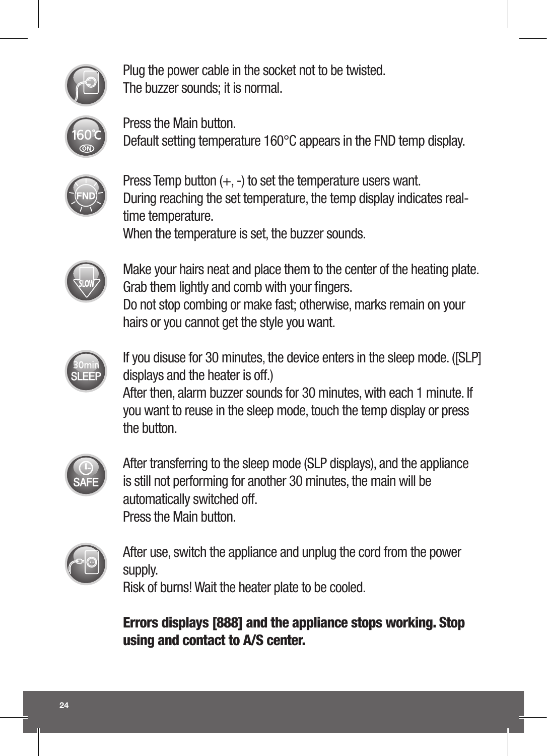Plug the power cable in the socket not to be twisted.
The buzzer sounds; it is normal.

Press the Main button.
Default setting temperature 160°C appears in the FND temp display.

Press Temp button (+, -) to set the temperature users want.
During reaching the set temperature, the temp display indicates real-time temperature.
When the temperature is set, the buzzer sounds.

Make your hairs neat and place them to the center of the heating plate.
Grab them lightly and comb with your fingers.
Do not stop combing or make fast; otherwise, marks remain on your hairs or you cannot get the style you want.

If you disuse for 30 minutes, the device enters in the sleep mode. ([SLP] displays and the heater is off.)
After then, alarm buzzer sounds for 30 minutes, with each 1 minute. If you want to reuse in the sleep mode, touch the temp display or press the button.

After transferring to the sleep mode (SLP displays), and the appliance is still not performing for another 30 minutes, the main will be automatically switched off.
Press the Main button.

After use, switch the appliance and unplug the cord from the power supply.
Risk of burns! Wait the heater plate to be cooled.

**Errors displays [888] and the appliance stops working. Stop using and contact to A/S center.**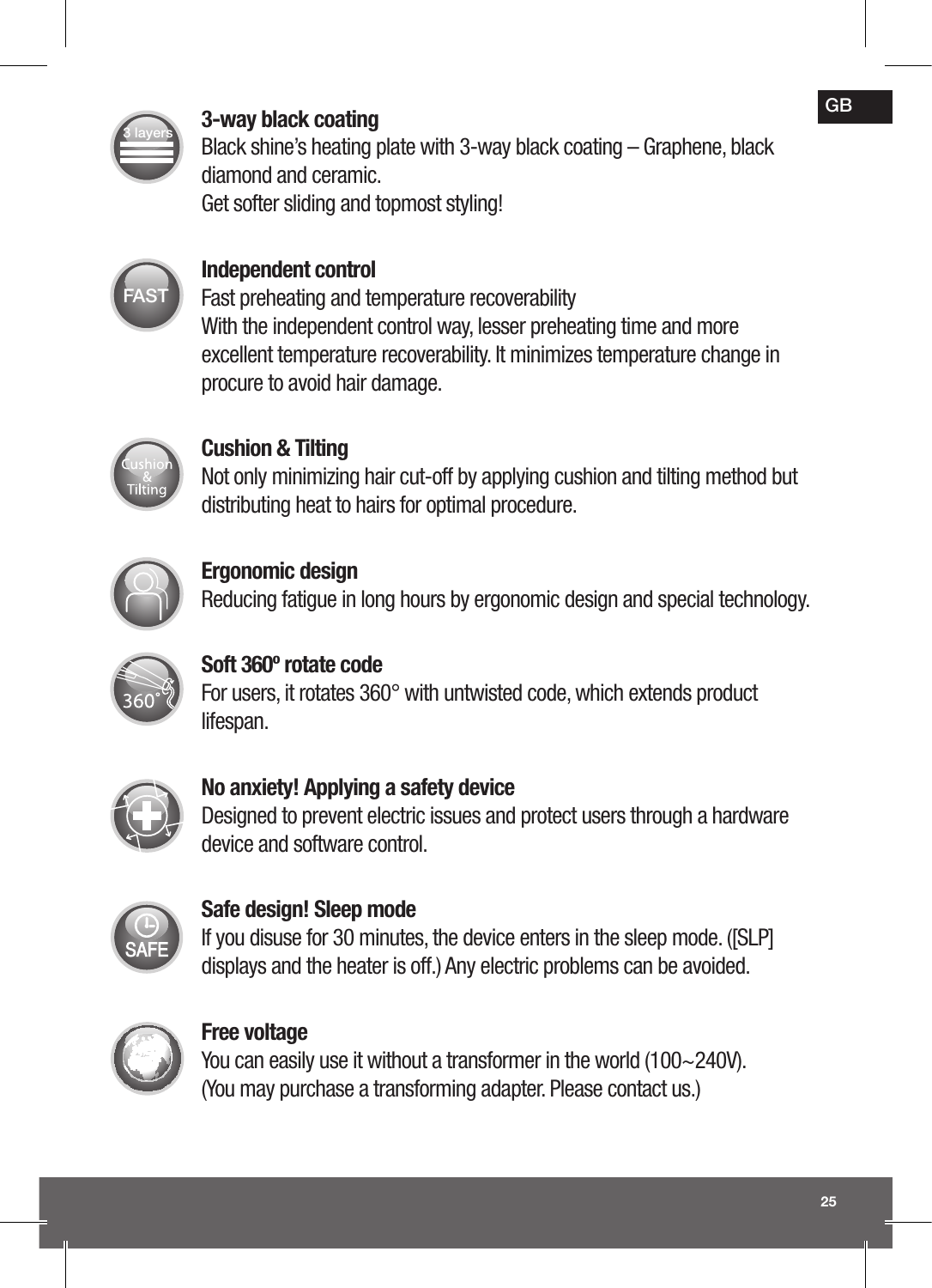**3-way black coating**
Black shine's heating plate with 3-way black coating – Graphene, black diamond and ceramic.
Get softer sliding and topmost styling!

**Independent control**
Fast preheating and temperature recoverability
With the independent control way, lesser preheating time and more excellent temperature recoverability. It minimizes temperature change in procure to avoid hair damage.

**Cushion & Tilting**
Not only minimizing hair cut-off by applying cushion and tilting method but distributing heat to hairs for optimal procedure.

**Ergonomic design**
Reducing fatigue in long hours by ergonomic design and special technology.

**Soft 360º rotate code**
For users, it rotates 360° with untwisted code, which extends product lifespan.

**No anxiety! Applying a safety device**
Designed to prevent electric issues and protect users through a hardware device and software control.

**Safe design! Sleep mode**
If you disuse for 30 minutes, the device enters in the sleep mode. ([SLP] displays and the heater is off.) Any electric problems can be avoided.

**Free voltage**
You can easily use it without a transformer in the world (100~240V).
(You may purchase a transforming adapter. Please contact us.)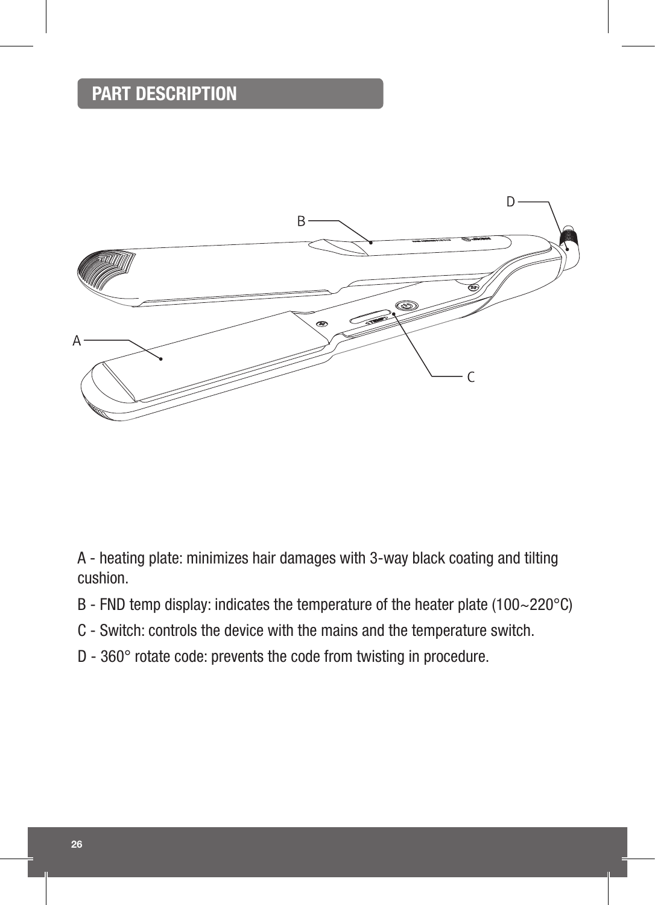## PART DESCRIPTION

A - heating plate: minimizes hair damages with 3-way black coating and tilting cushion.

B - FND temp display: indicates the temperature of the heater plate (100~220°C)

C - Switch: controls the device with the mains and the temperature switch.

D - 360° rotate code: prevents the code from twisting in procedure.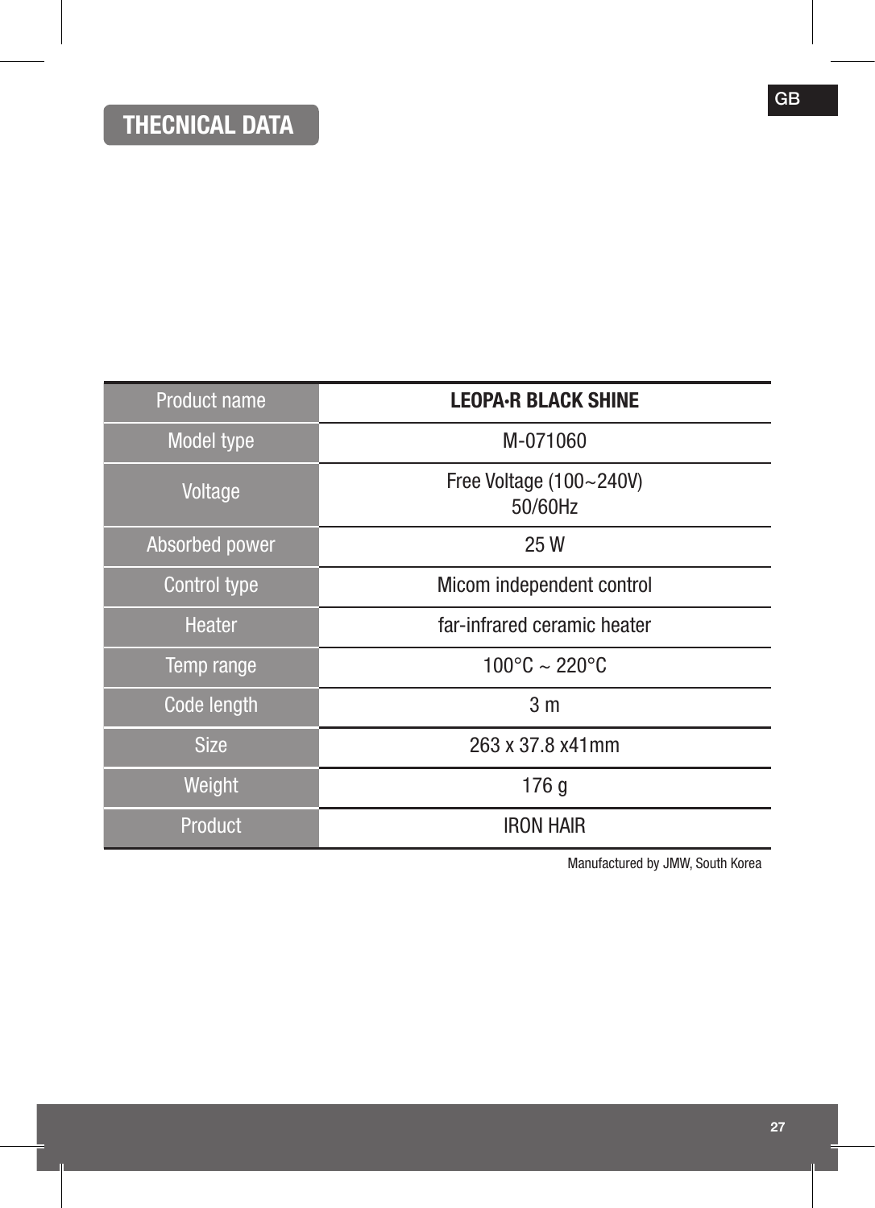## THECNICAL DATA

| Product name | **LEOPA·R BLACK SHINE** |
|---|---|
| Model type | M-071060 |
| Voltage | Free Voltage (100~240V) 50/60Hz |
| Absorbed power | 25 W |
| Control type | Micom independent control |
| Heater | far-infrared ceramic heater |
| Temp range | 100°C ~ 220°C |
| Code length | 3 m |
| Size | 263 x 37.8 x41mm |
| Weight | 176 g |
| Product | IRON HAIR |

Manufactured by JMW, South Korea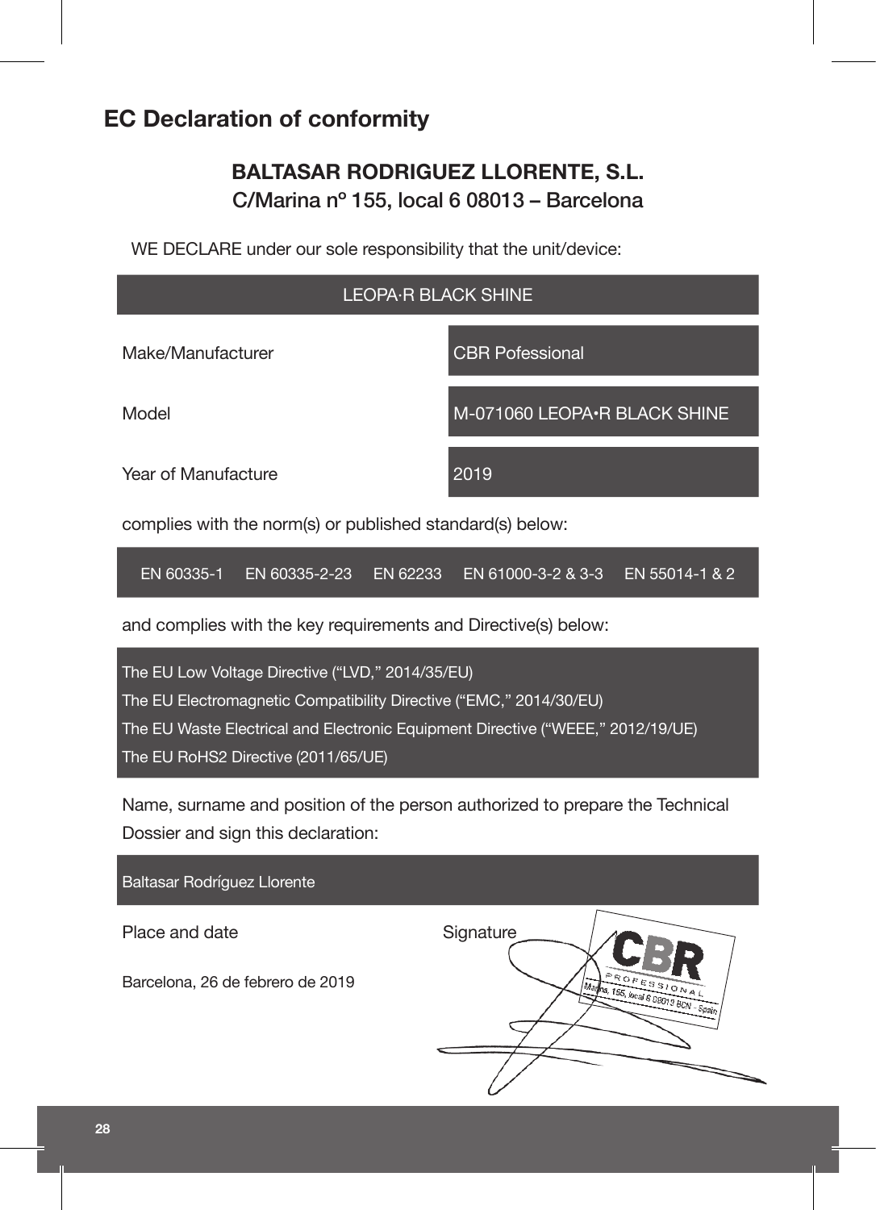# EC Declaration of conformity

**BALTASAR RODRIGUEZ LLORENTE, S.L.**
C/Marina nº 155, local 6 08013 – Barcelona

WE DECLARE under our sole responsibility that the unit/device:

| LEOPA·R BLACK SHINE | |
|---|---|
| Make/Manufacturer | CBR Pofessional |
| Model | M-071060 LEOPA•R BLACK SHINE |
| Year of Manufacture | 2019 |

complies with the norm(s) or published standard(s) below:

EN 60335-1 EN 60335-2-23 EN 62233 EN 61000-3-2 & 3-3 EN 55014-1 & 2

and complies with the key requirements and Directive(s) below:

The EU Low Voltage Directive (“LVD,” 2014/35/EU)
The EU Electromagnetic Compatibility Directive (“EMC,” 2014/30/EU)
The EU Waste Electrical and Electronic Equipment Directive (“WEEE,” 2012/19/UE)
The EU RoHS2 Directive (2011/65/UE)

Name, surname and position of the person authorized to prepare the Technical Dossier and sign this declaration:

Baltasar Rodríguez Llorente

| Place and date | Signature |
|---|---|
| Barcelona, 26 de febrero de 2019 | CBR PROFESSIONAL Marina, 155, local 6 08013 BCN - Spain |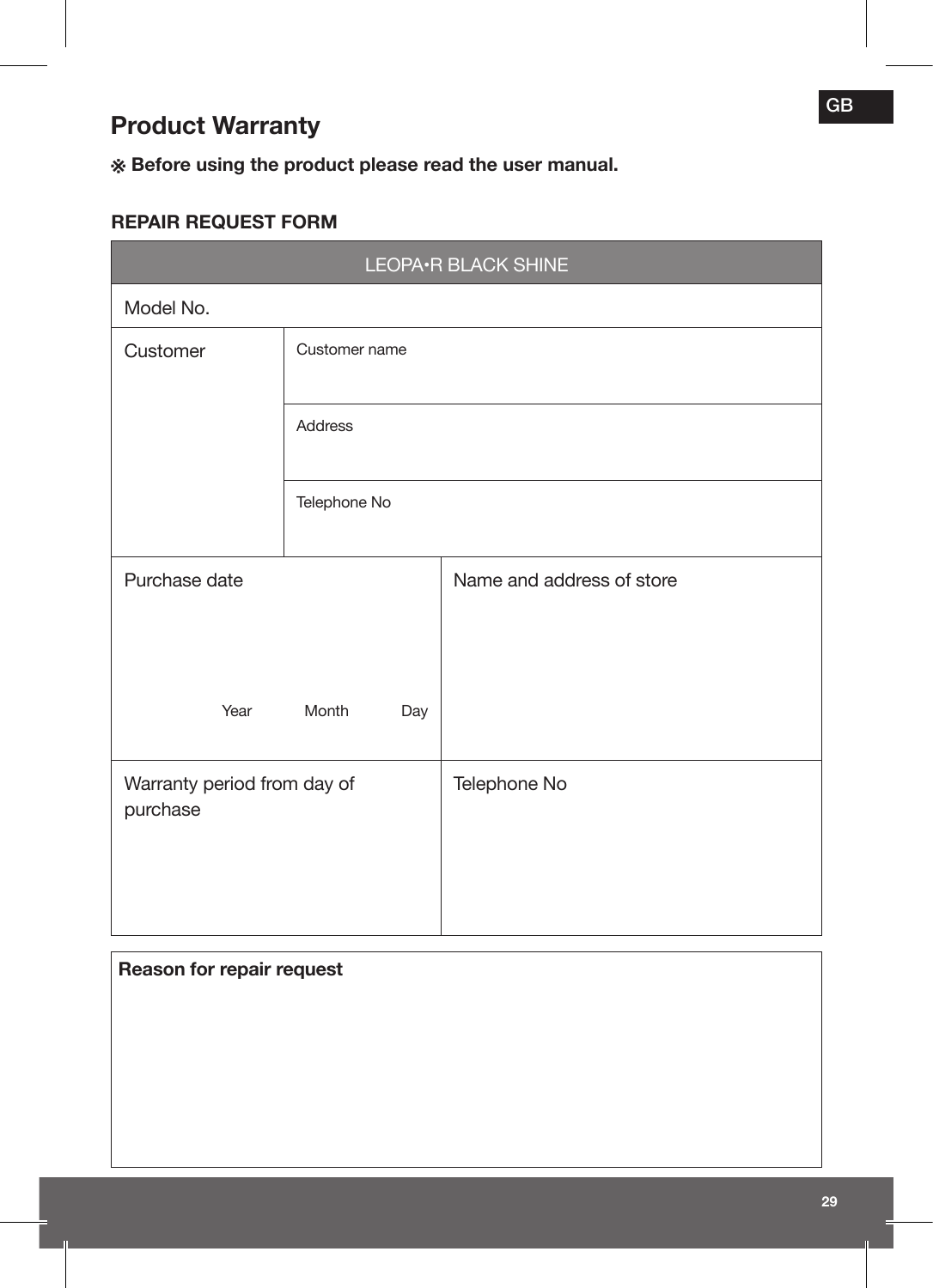## Product Warranty

※ **Before using the product please read the user manual.**

### REPAIR REQUEST FORM

| LEOPA•R BLACK SHINE | | |
|---|---|---|
| Model No. | | |
| Customer | Customer name | |
| | Address | |
| | Telephone No | |
| Purchase date<br><br>Year Month Day | Name and address of store | |
| Warranty period from day of purchase | Telephone No | |

| **Reason for repair request** |
|---|
| |